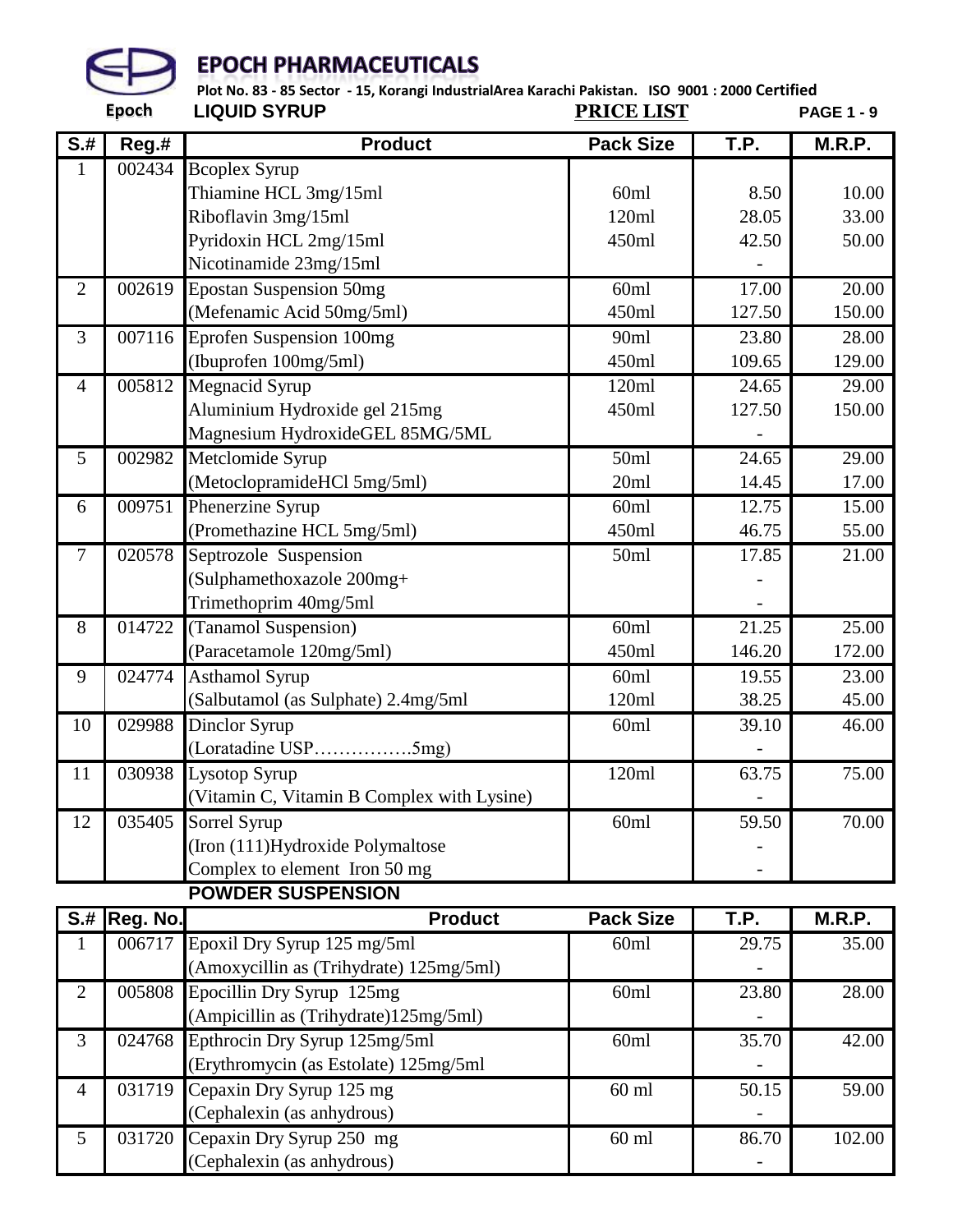# EPOCH PHARMACEUTICALS

Plot No. 83 - 85 Sector - 15, Korangi IndustrialArea Karachi Pakistan. ISO 9001 : 2000 Certified

Epoch

**LIQUID SYRUP** **PRICE LIST**

| S.# | Reg.# | Product | Pack Size | T.P. | M.R.P. |
|---|---|---|---|---|---|
| 1 | 002434 | Bcoplex Syrup | | | |
| | | Thiamine HCL 3mg/15ml | 60ml | 8.50 | 10.00 |
| | | Riboflavin 3mg/15ml | 120ml | 28.05 | 33.00 |
| | | Pyridoxin HCL 2mg/15ml | 450ml | 42.50 | 50.00 |
| | | Nicotinamide 23mg/15ml | | - | |
| 2 | 002619 | Epostan Suspension 50mg | 60ml | 17.00 | 20.00 |
| | | (Mefenamic Acid 50mg/5ml) | 450ml | 127.50 | 150.00 |
| 3 | 007116 | Eprofen Suspension 100mg | 90ml | 23.80 | 28.00 |
| | | (Ibuprofen 100mg/5ml) | 450ml | 109.65 | 129.00 |
| 4 | 005812 | Megnacid Syrup | 120ml | 24.65 | 29.00 |
| | | Aluminium Hydroxide gel 215mg | 450ml | 127.50 | 150.00 |
| | | Magnesium HydroxideGEL 85MG/5ML | | - | |
| 5 | 002982 | Metclomide Syrup | 50ml | 24.65 | 29.00 |
| | | (MetoclopramideHCl 5mg/5ml) | 20ml | 14.45 | 17.00 |
| 6 | 009751 | Phenerzine Syrup | 60ml | 12.75 | 15.00 |
| | | (Promethazine HCL 5mg/5ml) | 450ml | 46.75 | 55.00 |
| 7 | 020578 | Septrozole Suspension | 50ml | 17.85 | 21.00 |
| | | (Sulphamethoxazole 200mg+ | | - | |
| | | Trimethoprim 40mg/5ml | | - | |
| 8 | 014722 | (Tanamol Suspension) | 60ml | 21.25 | 25.00 |
| | | (Paracetamole 120mg/5ml) | 450ml | 146.20 | 172.00 |
| 9 | 024774 | Asthamol Syrup | 60ml | 19.55 | 23.00 |
| | | (Salbutamol (as Sulphate) 2.4mg/5ml | 120ml | 38.25 | 45.00 |
| 10 | 029988 | Dinclor Syrup | 60ml | 39.10 | 46.00 |
| | | (Loratadine USP…………….5mg) | | - | |
| 11 | 030938 | Lysotop Syrup | 120ml | 63.75 | 75.00 |
| | | (Vitamin C, Vitamin B Complex with Lysine) | | - | |
| 12 | 035405 | Sorrel Syrup | 60ml | 59.50 | 70.00 |
| | | (Iron (111)Hydroxide Polymaltose | | - | |
| | | Complex to element Iron 50 mg | | - | |

**POWDER SUSPENSION**

| S.# | Reg. No. | Product | Pack Size | T.P. | M.R.P. |
|---|---|---|---|---|---|
| 1 | 006717 | Epoxil Dry Syrup 125 mg/5ml | 60ml | 29.75 | 35.00 |
| | | (Amoxycillin as (Trihydrate) 125mg/5ml) | | - | |
| 2 | 005808 | Epocillin Dry Syrup 125mg | 60ml | 23.80 | 28.00 |
| | | (Ampicillin as (Trihydrate)125mg/5ml) | | - | |
| 3 | 024768 | Epthrocin Dry Syrup 125mg/5ml | 60ml | 35.70 | 42.00 |
| | | (Erythromycin (as Estolate) 125mg/5ml | | - | |
| 4 | 031719 | Cepaxin Dry Syrup 125 mg | 60 ml | 50.15 | 59.00 |
| | | (Cephalexin (as anhydrous) | | - | |
| 5 | 031720 | Cepaxin Dry Syrup 250 mg | 60 ml | 86.70 | 102.00 |
| | | (Cephalexin (as anhydrous) | | - | |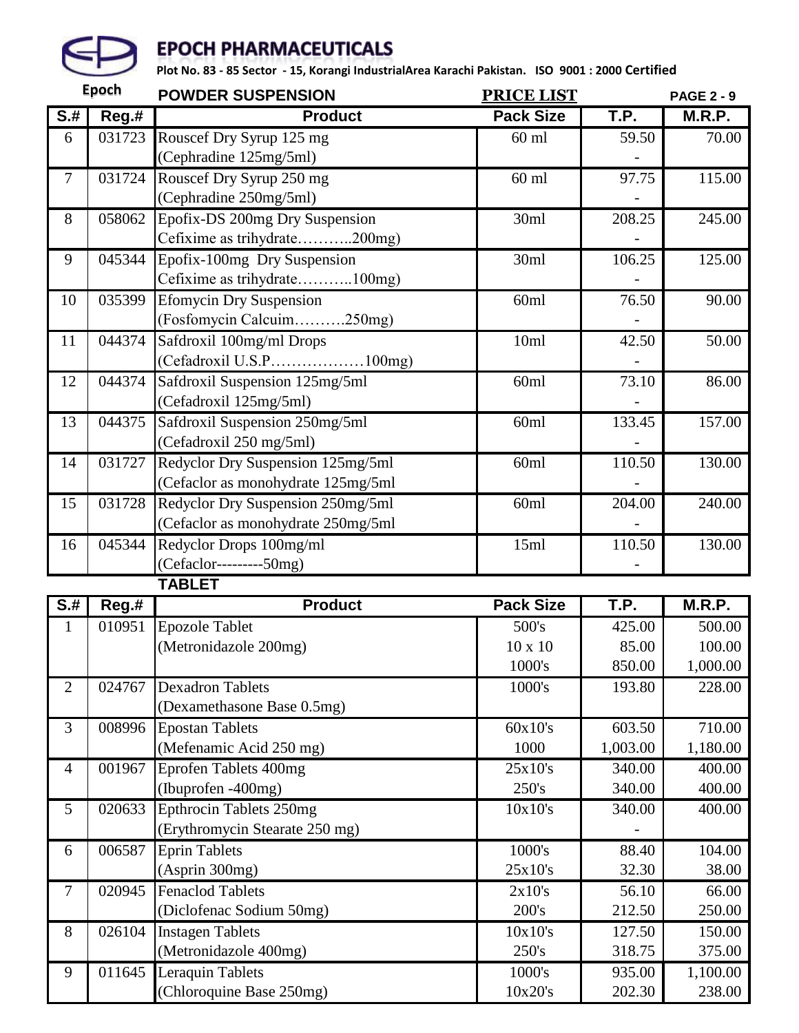# EPOCH PHARMACEUTICALS

**Plot No. 83 - 85 Sector - 15, Korangi IndustrialArea Karachi Pakistan. ISO 9001 : 2000 Certified**

Epoch

**POWDER SUSPENSION** **PRICE LIST** **PAGE 2 - 9**

| S.# | Reg.# | Product | Pack Size | T.P. | M.R.P. |
|---|---|---|---|---|---|
| 6 | 031723 | Rouscef Dry Syrup 125 mg | 60 ml | 59.50 | 70.00 |
| | | (Cephradine 125mg/5ml) | | - | |
| 7 | 031724 | Rouscef Dry Syrup 250 mg | 60 ml | 97.75 | 115.00 |
| | | (Cephradine 250mg/5ml) | | - | |
| 8 | 058062 | Epofix-DS 200mg Dry Suspension | 30ml | 208.25 | 245.00 |
| | | Cefixime as trihydrate………..200mg) | | - | |
| 9 | 045344 | Epofix-100mg Dry Suspension | 30ml | 106.25 | 125.00 |
| | | Cefixime as trihydrate………..100mg) | | - | |
| 10 | 035399 | Efomycin Dry Suspension | 60ml | 76.50 | 90.00 |
| | | (Fosfomycin Calcuim……….250mg) | | - | |
| 11 | 044374 | Safdroxil 100mg/ml Drops | 10ml | 42.50 | 50.00 |
| | | (Cefadroxil U.S.P………………100mg) | | - | |
| 12 | 044374 | Safdroxil Suspension 125mg/5ml | 60ml | 73.10 | 86.00 |
| | | (Cefadroxil 125mg/5ml) | | - | |
| 13 | 044375 | Safdroxil Suspension 250mg/5ml | 60ml | 133.45 | 157.00 |
| | | (Cefadroxil 250 mg/5ml) | | - | |
| 14 | 031727 | Redyclor Dry Suspension 125mg/5ml | 60ml | 110.50 | 130.00 |
| | | (Cefaclor as monohydrate 125mg/5ml | | - | |
| 15 | 031728 | Redyclor Dry Suspension 250mg/5ml | 60ml | 204.00 | 240.00 |
| | | (Cefaclor as monohydrate 250mg/5ml | | - | |
| 16 | 045344 | Redyclor Drops 100mg/ml | 15ml | 110.50 | 130.00 |
| | | (Cefaclor---------50mg) | | - | |

**TABLET**

| S.# | Reg.# | Product | Pack Size | T.P. | M.R.P. |
|---|---|---|---|---|---|
| 1 | 010951 | Epozole Tablet | 500's | 425.00 | 500.00 |
| | | (Metronidazole 200mg) | 10 x 10 | 85.00 | 100.00 |
| | | | 1000's | 850.00 | 1,000.00 |
| 2 | 024767 | Dexadron Tablets | 1000's | 193.80 | 228.00 |
| | | (Dexamethasone Base 0.5mg) | | | |
| 3 | 008996 | Epostan Tablets | 60x10's | 603.50 | 710.00 |
| | | (Mefenamic Acid 250 mg) | 1000 | 1,003.00 | 1,180.00 |
| 4 | 001967 | Eprofen Tablets 400mg | 25x10's | 340.00 | 400.00 |
| | | (Ibuprofen -400mg) | 250's | 340.00 | 400.00 |
| 5 | 020633 | Epthrocin Tablets 250mg | 10x10's | 340.00 | 400.00 |
| | | (Erythromycin Stearate 250 mg) | | - | |
| 6 | 006587 | Eprin Tablets | 1000's | 88.40 | 104.00 |
| | | (Asprin 300mg) | 25x10's | 32.30 | 38.00 |
| 7 | 020945 | Fenaclod Tablets | 2x10's | 56.10 | 66.00 |
| | | (Diclofenac Sodium 50mg) | 200's | 212.50 | 250.00 |
| 8 | 026104 | Instagen Tablets | 10x10's | 127.50 | 150.00 |
| | | (Metronidazole 400mg) | 250's | 318.75 | 375.00 |
| 9 | 011645 | Leraquin Tablets | 1000's | 935.00 | 1,100.00 |
| | | (Chloroquine Base 250mg) | 10x20's | 202.30 | 238.00 |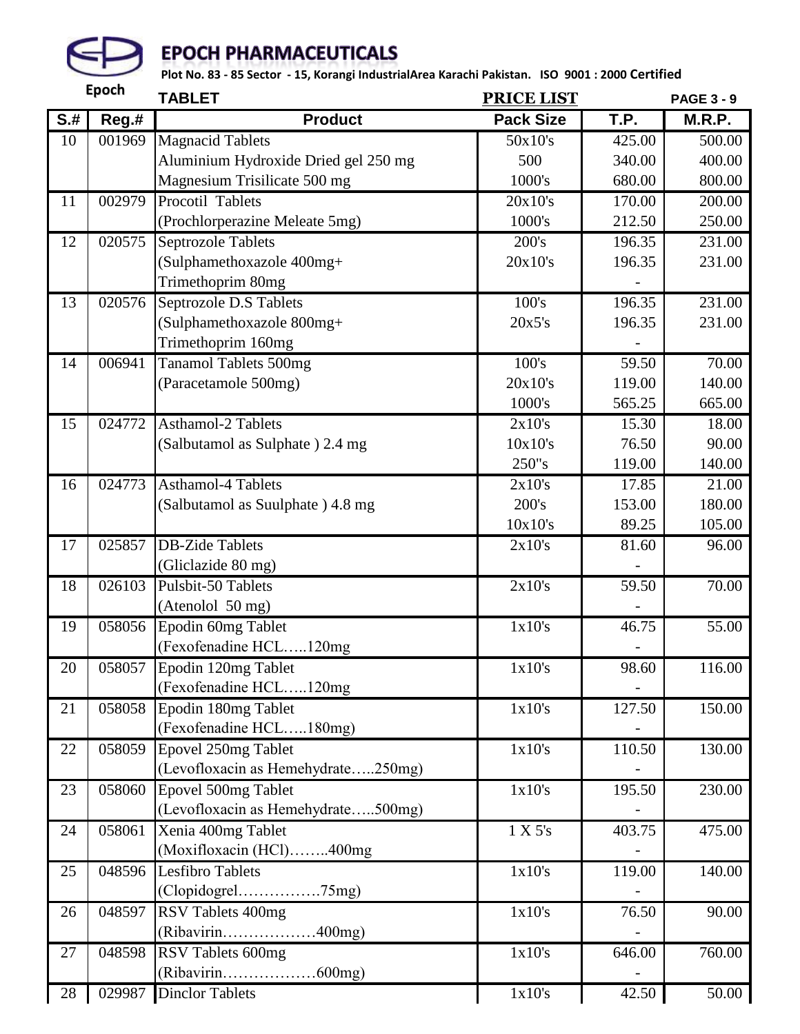# EPOCH PHARMACEUTICALS

**Plot No. 83 - 85 Sector - 15, Korangi IndustrialArea Karachi Pakistan. ISO 9001 : 2000 Certified**

Epoch

**TABLET** **PRICE LIST**

| S.# | Reg.# | Product | Pack Size | T.P. | M.R.P. |
|---|---|---|---|---|---|
| 10 | 001969 | Magnacid Tablets | 50x10's | 425.00 | 500.00 |
| | | Aluminium Hydroxide Dried gel 250 mg | 500 | 340.00 | 400.00 |
| | | Magnesium Trisilicate 500 mg | 1000's | 680.00 | 800.00 |
| 11 | 002979 | Procotil Tablets | 20x10's | 170.00 | 200.00 |
| | | (Prochlorperazine Meleate 5mg) | 1000's | 212.50 | 250.00 |
| 12 | 020575 | Septrozole Tablets | 200's | 196.35 | 231.00 |
| | | (Sulphamethoxazole 400mg+ | 20x10's | 196.35 | 231.00 |
| | | Trimethoprim 80mg | | - | |
| 13 | 020576 | Septrozole D.S Tablets | 100's | 196.35 | 231.00 |
| | | (Sulphamethoxazole 800mg+ | 20x5's | 196.35 | 231.00 |
| | | Trimethoprim 160mg | | - | |
| 14 | 006941 | Tanamol Tablets 500mg | 100's | 59.50 | 70.00 |
| | | (Paracetamole 500mg) | 20x10's | 119.00 | 140.00 |
| | | | 1000's | 565.25 | 665.00 |
| 15 | 024772 | Asthamol-2 Tablets | 2x10's | 15.30 | 18.00 |
| | | (Salbutamol as Sulphate ) 2.4 mg | 10x10's | 76.50 | 90.00 |
| | | | 250"s | 119.00 | 140.00 |
| 16 | 024773 | Asthamol-4 Tablets | 2x10's | 17.85 | 21.00 |
| | | (Salbutamol as Suulphate ) 4.8 mg | 200's | 153.00 | 180.00 |
| | | | 10x10's | 89.25 | 105.00 |
| 17 | 025857 | DB-Zide Tablets | 2x10's | 81.60 | 96.00 |
| | | (Gliclazide 80 mg) | | - | |
| 18 | 026103 | Pulsbit-50 Tablets | 2x10's | 59.50 | 70.00 |
| | | (Atenolol 50 mg) | | - | |
| 19 | 058056 | Epodin 60mg Tablet | 1x10's | 46.75 | 55.00 |
| | | (Fexofenadine HCL…..120mg | | - | |
| 20 | 058057 | Epodin 120mg Tablet | 1x10's | 98.60 | 116.00 |
| | | (Fexofenadine HCL…..120mg | | - | |
| 21 | 058058 | Epodin 180mg Tablet | 1x10's | 127.50 | 150.00 |
| | | (Fexofenadine HCL…..180mg) | | - | |
| 22 | 058059 | Epovel 250mg Tablet | 1x10's | 110.50 | 130.00 |
| | | (Levofloxacin as Hemehydrate…..250mg) | | - | |
| 23 | 058060 | Epovel 500mg Tablet | 1x10's | 195.50 | 230.00 |
| | | (Levofloxacin as Hemehydrate…..500mg) | | - | |
| 24 | 058061 | Xenia 400mg Tablet | 1 X 5's | 403.75 | 475.00 |
| | | (Moxifloxacin (HCl)……..400mg | | - | |
| 25 | 048596 | Lesfibro Tablets | 1x10's | 119.00 | 140.00 |
| | | (Clopidogrel…………….75mg) | | - | |
| 26 | 048597 | RSV Tablets 400mg | 1x10's | 76.50 | 90.00 |
| | | (Ribavirin………………400mg) | | - | |
| 27 | 048598 | RSV Tablets 600mg | 1x10's | 646.00 | 760.00 |
| | | (Ribavirin………………600mg) | | - | |
| 28 | 029987 | Dinclor Tablets | 1x10's | 42.50 | 50.00 |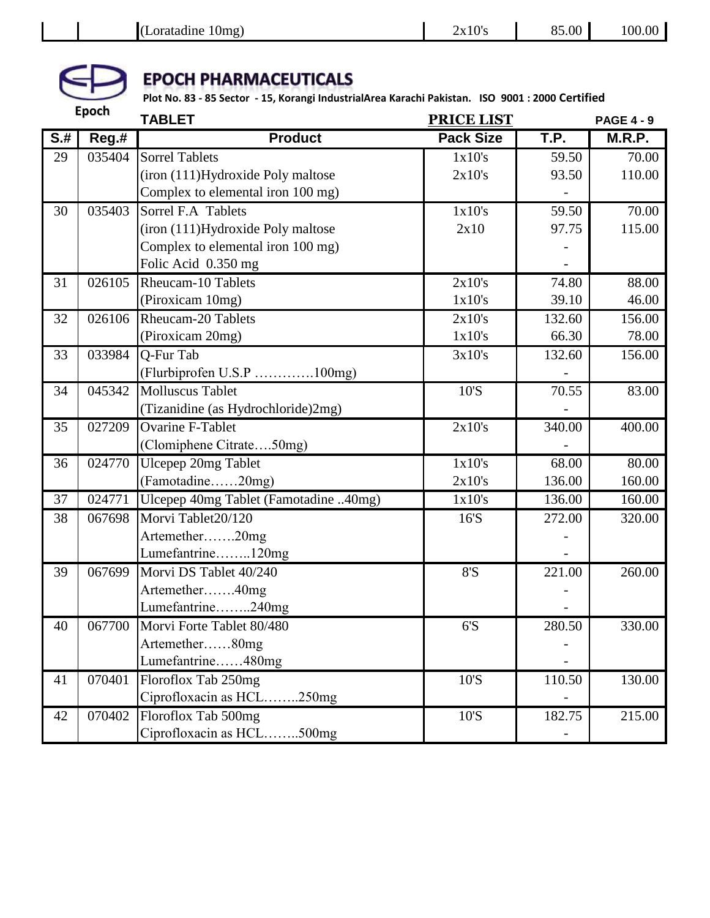| | | (Loratadine 10mg) | 2x10's | 85.00 | 100.00 |
|---|---|---|---|---|---|

## EPOCH PHARMACEUTICALS

**Plot No. 83 - 85 Sector - 15, Korangi IndustrialArea Karachi Pakistan. ISO 9001 : 2000 Certified**

Epoch

**TABLET** **PRICE LIST** **PAGE 4 - 9**

| S.# | Reg.# | Product | Pack Size | T.P. | M.R.P. |
|---|---|---|---|---|---|
| 29 | 035404 | Sorrel Tablets | 1x10's | 59.50 | 70.00 |
| | | (iron (111)Hydroxide Poly maltose | 2x10's | 93.50 | 110.00 |
| | | Complex to elemental iron 100 mg) | | - | |
| 30 | 035403 | Sorrel F.A Tablets | 1x10's | 59.50 | 70.00 |
| | | (iron (111)Hydroxide Poly maltose | 2x10 | 97.75 | 115.00 |
| | | Complex to elemental iron 100 mg) | | - | |
| | | Folic Acid 0.350 mg | | - | |
| 31 | 026105 | Rheucam-10 Tablets | 2x10's | 74.80 | 88.00 |
| | | (Piroxicam 10mg) | 1x10's | 39.10 | 46.00 |
| 32 | 026106 | Rheucam-20 Tablets | 2x10's | 132.60 | 156.00 |
| | | (Piroxicam 20mg) | 1x10's | 66.30 | 78.00 |
| 33 | 033984 | Q-Fur Tab | 3x10's | 132.60 | 156.00 |
| | | (Flurbiprofen U.S.P ………….100mg) | | - | |
| 34 | 045342 | Molluscus Tablet | 10'S | 70.55 | 83.00 |
| | | (Tizanidine (as Hydrochloride)2mg) | | - | |
| 35 | 027209 | Ovarine F-Tablet | 2x10's | 340.00 | 400.00 |
| | | (Clomiphene Citrate….50mg) | | - | |
| 36 | 024770 | Ulcepep 20mg Tablet | 1x10's | 68.00 | 80.00 |
| | | (Famotadine……20mg) | 2x10's | 136.00 | 160.00 |
| 37 | 024771 | Ulcepep 40mg Tablet (Famotadine ..40mg) | 1x10's | 136.00 | 160.00 |
| 38 | 067698 | Morvi Tablet20/120 | 16'S | 272.00 | 320.00 |
| | | Artemether…….20mg | | - | |
| | | Lumefantrine……..120mg | | - | |
| 39 | 067699 | Morvi DS Tablet 40/240 | 8'S | 221.00 | 260.00 |
| | | Artemether…….40mg | | - | |
| | | Lumefantrine……..240mg | | - | |
| 40 | 067700 | Morvi Forte Tablet 80/480 | 6'S | 280.50 | 330.00 |
| | | Artemether……80mg | | - | |
| | | Lumefantrine……480mg | | - | |
| 41 | 070401 | Floroflox Tab 250mg | 10'S | 110.50 | 130.00 |
| | | Ciprofloxacin as HCL……..250mg | | - | |
| 42 | 070402 | Floroflox Tab 500mg | 10'S | 182.75 | 215.00 |
| | | Ciprofloxacin as HCL……..500mg | | - | |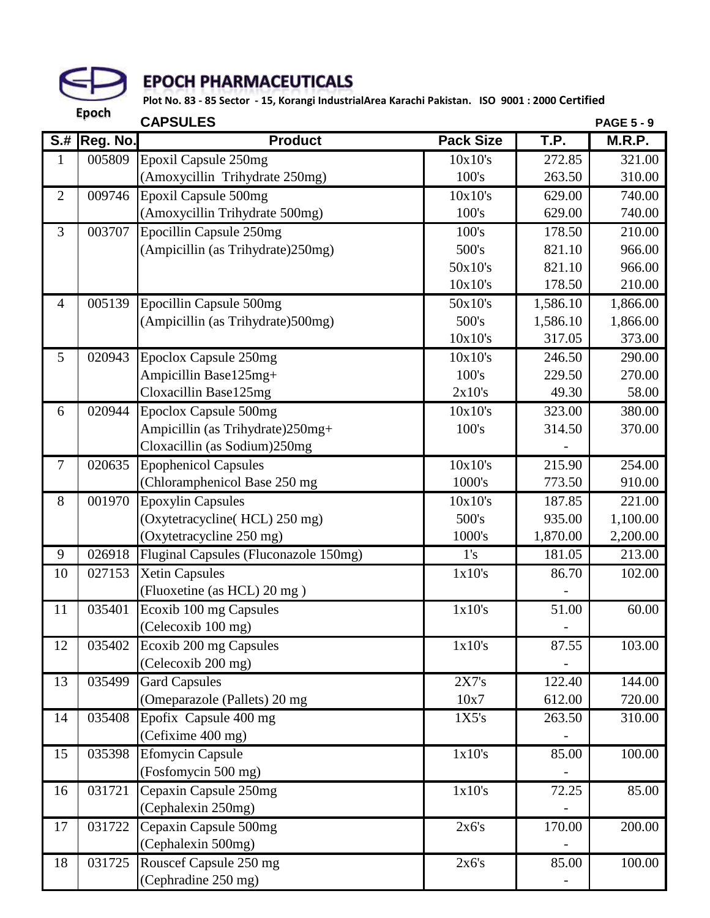# EPOCH PHARMACEUTICALS

**Plot No. 83 - 85 Sector - 15, Korangi IndustrialArea Karachi Pakistan. ISO 9001 : 2000 Certified**

Epoch

## CAPSULES

**PAGE 5 - 9**

| S.# | Reg. No. | Product | Pack Size | T.P. | M.R.P. |
|---|---|---|---|---|---|
| 1 | 005809 | Epoxil Capsule 250mg | 10x10's | 272.85 | 321.00 |
| | | (Amoxycillin Trihydrate 250mg) | 100's | 263.50 | 310.00 |
| 2 | 009746 | Epoxil Capsule 500mg | 10x10's | 629.00 | 740.00 |
| | | (Amoxycillin Trihydrate 500mg) | 100's | 629.00 | 740.00 |
| 3 | 003707 | Epocillin Capsule 250mg | 100's | 178.50 | 210.00 |
| | | (Ampicillin (as Trihydrate)250mg) | 500's | 821.10 | 966.00 |
| | | | 50x10's | 821.10 | 966.00 |
| | | | 10x10's | 178.50 | 210.00 |
| 4 | 005139 | Epocillin Capsule 500mg | 50x10's | 1,586.10 | 1,866.00 |
| | | (Ampicillin (as Trihydrate)500mg) | 500's | 1,586.10 | 1,866.00 |
| | | | 10x10's | 317.05 | 373.00 |
| 5 | 020943 | Epoclox Capsule 250mg | 10x10's | 246.50 | 290.00 |
| | | Ampicillin Base125mg+ | 100's | 229.50 | 270.00 |
| | | Cloxacillin Base125mg | 2x10's | 49.30 | 58.00 |
| 6 | 020944 | Epoclox Capsule 500mg | 10x10's | 323.00 | 380.00 |
| | | Ampicillin (as Trihydrate)250mg+ | 100's | 314.50 | 370.00 |
| | | Cloxacillin (as Sodium)250mg | | - | |
| 7 | 020635 | Epophenicol Capsules | 10x10's | 215.90 | 254.00 |
| | | (Chloramphenicol Base 250 mg | 1000's | 773.50 | 910.00 |
| 8 | 001970 | Epoxylin Capsules | 10x10's | 187.85 | 221.00 |
| | | (Oxytetracycline( HCL) 250 mg) | 500's | 935.00 | 1,100.00 |
| | | (Oxytetracycline 250 mg) | 1000's | 1,870.00 | 2,200.00 |
| 9 | 026918 | Fluginal Capsules (Fluconazole 150mg) | 1's | 181.05 | 213.00 |
| 10 | 027153 | Xetin Capsules | 1x10's | 86.70 | 102.00 |
| | | (Fluoxetine (as HCL) 20 mg ) | | - | |
| 11 | 035401 | Ecoxib 100 mg Capsules | 1x10's | 51.00 | 60.00 |
| | | (Celecoxib 100 mg) | | - | |
| 12 | 035402 | Ecoxib 200 mg Capsules | 1x10's | 87.55 | 103.00 |
| | | (Celecoxib 200 mg) | | - | |
| 13 | 035499 | Gard Capsules | 2X7's | 122.40 | 144.00 |
| | | (Omeparazole (Pallets) 20 mg | 10x7 | 612.00 | 720.00 |
| 14 | 035408 | Epofix Capsule 400 mg | 1X5's | 263.50 | 310.00 |
| | | (Cefixime 400 mg) | | - | |
| 15 | 035398 | Efomycin Capsule | 1x10's | 85.00 | 100.00 |
| | | (Fosfomycin 500 mg) | | - | |
| 16 | 031721 | Cepaxin Capsule 250mg | 1x10's | 72.25 | 85.00 |
| | | (Cephalexin 250mg) | | - | |
| 17 | 031722 | Cepaxin Capsule 500mg | 2x6's | 170.00 | 200.00 |
| | | (Cephalexin 500mg) | | - | |
| 18 | 031725 | Rouscef Capsule 250 mg | 2x6's | 85.00 | 100.00 |
| | | (Cephradine 250 mg) | | - | |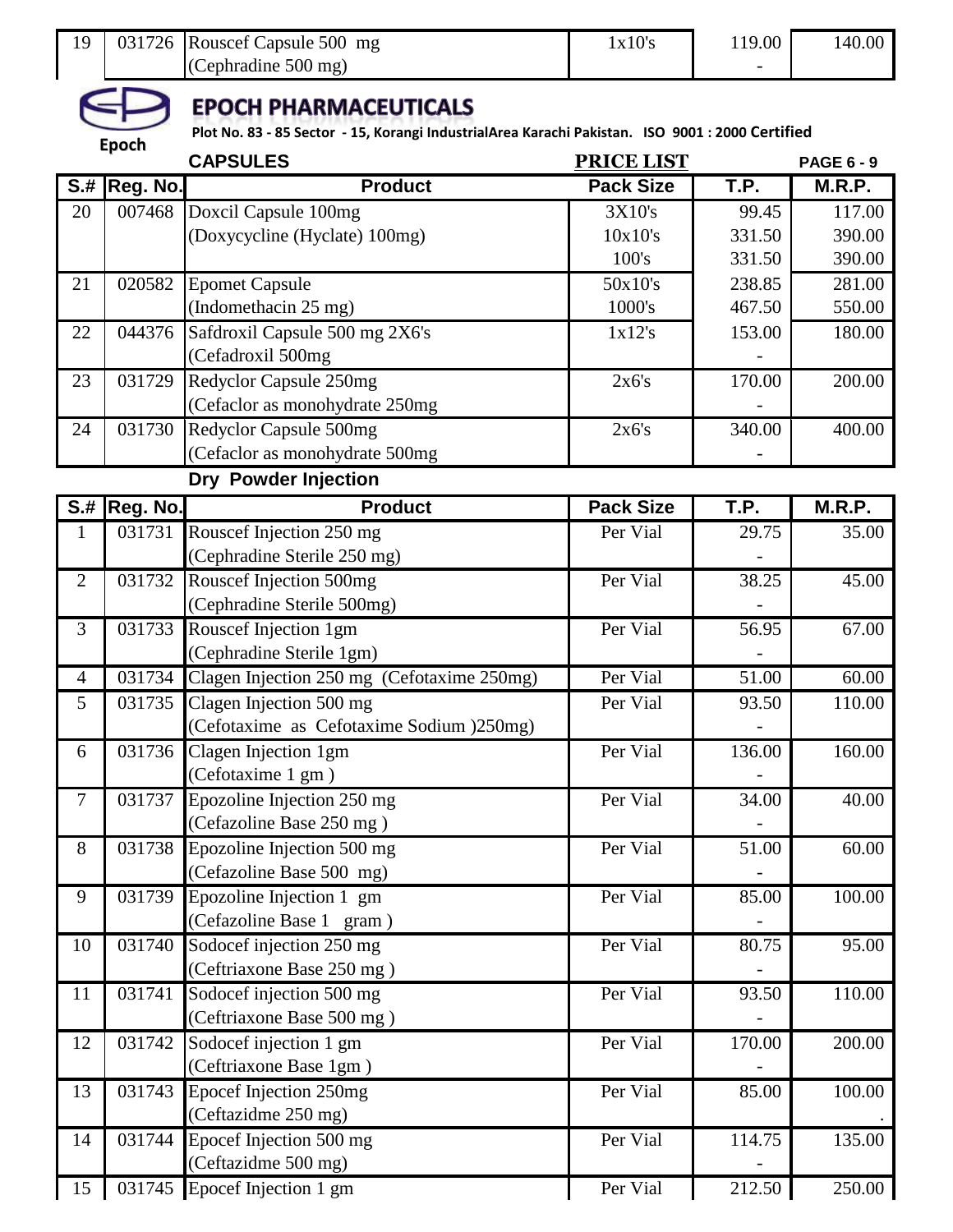| S.# | Reg. No. | Product | Pack Size | T.P. | M.R.P. |
|---|---|---|---|---|---|
| 19 | 031726 | Rouscef Capsule 500 mg (Cephradine 500 mg) | 1x10's | 119.00 | 140.00 |

## EPOCH PHARMACEUTICALS

Epoch

**Plot No. 83 - 85 Sector - 15, Korangi IndustrialArea Karachi Pakistan. ISO 9001 : 2000 Certified**

**CAPSULES** **PRICE LIST** **PAGE 6 - 9**

| S.# | Reg. No. | Product | Pack Size | T.P. | M.R.P. |
|---|---|---|---|---|---|
| 20 | 007468 | Doxcil Capsule 100mg | 3X10's | 99.45 | 117.00 |
| | | (Doxycycline (Hyclate) 100mg) | 10x10's | 331.50 | 390.00 |
| | | | 100's | 331.50 | 390.00 |
| 21 | 020582 | Epomet Capsule | 50x10's | 238.85 | 281.00 |
| | | (Indomethacin 25 mg) | 1000's | 467.50 | 550.00 |
| 22 | 044376 | Safdroxil Capsule 500 mg 2X6's (Cefadroxil 500mg | 1x12's | 153.00 | 180.00 |
| 23 | 031729 | Redyclor Capsule 250mg (Cefaclor as monohydrate 250mg | 2x6's | 170.00 | 200.00 |
| 24 | 031730 | Redyclor Capsule 500mg (Cefaclor as monohydrate 500mg | 2x6's | 340.00 | 400.00 |

**Dry Powder Injection**

| S.# | Reg. No. | Product | Pack Size | T.P. | M.R.P. |
|---|---|---|---|---|---|
| 1 | 031731 | Rouscef Injection 250 mg (Cephradine Sterile 250 mg) | Per Vial | 29.75 | 35.00 |
| 2 | 031732 | Rouscef Injection 500mg (Cephradine Sterile 500mg) | Per Vial | 38.25 | 45.00 |
| 3 | 031733 | Rouscef Injection 1gm (Cephradine Sterile 1gm) | Per Vial | 56.95 | 67.00 |
| 4 | 031734 | Clagen Injection 250 mg (Cefotaxime 250mg) | Per Vial | 51.00 | 60.00 |
| 5 | 031735 | Clagen Injection 500 mg (Cefotaxime as Cefotaxime Sodium )250mg) | Per Vial | 93.50 | 110.00 |
| 6 | 031736 | Clagen Injection 1gm (Cefotaxime 1 gm ) | Per Vial | 136.00 | 160.00 |
| 7 | 031737 | Epozoline Injection 250 mg (Cefazoline Base 250 mg ) | Per Vial | 34.00 | 40.00 |
| 8 | 031738 | Epozoline Injection 500 mg (Cefazoline Base 500 mg) | Per Vial | 51.00 | 60.00 |
| 9 | 031739 | Epozoline Injection 1 gm (Cefazoline Base 1 gram ) | Per Vial | 85.00 | 100.00 |
| 10 | 031740 | Sodocef injection 250 mg (Ceftriaxone Base 250 mg ) | Per Vial | 80.75 | 95.00 |
| 11 | 031741 | Sodocef injection 500 mg (Ceftriaxone Base 500 mg ) | Per Vial | 93.50 | 110.00 |
| 12 | 031742 | Sodocef injection 1 gm (Ceftriaxone Base 1gm ) | Per Vial | 170.00 | 200.00 |
| 13 | 031743 | Epocef Injection 250mg (Ceftazidme 250 mg) | Per Vial | 85.00 | 100.00 |
| 14 | 031744 | Epocef Injection 500 mg (Ceftazidme 500 mg) | Per Vial | 114.75 | 135.00 |
| 15 | 031745 | Epocef Injection 1 gm | Per Vial | 212.50 | 250.00 |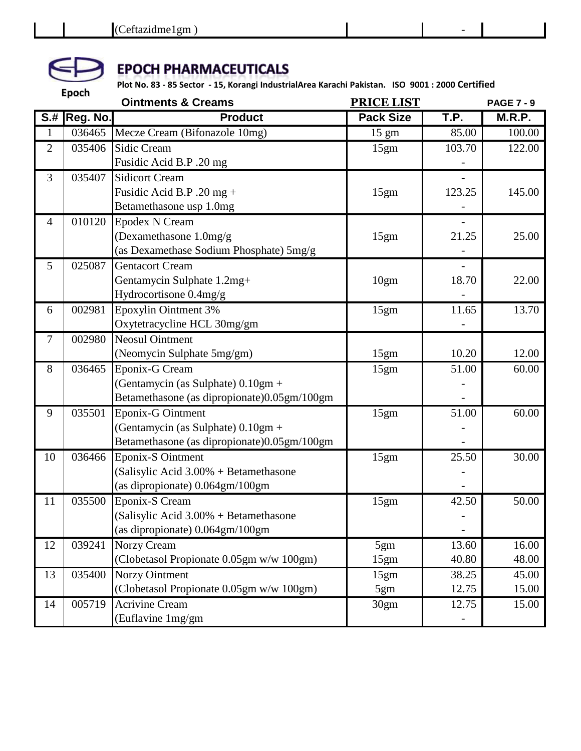| | | (Ceftazidme1gm ) | | - | |
|---|---|---|---|---|---|

# EPOCH PHARMACEUTICALS

**Plot No. 83 - 85 Sector - 15, Korangi IndustrialArea Karachi Pakistan. ISO 9001 : 2000 Certified**

Epoch

**Ointments & Creams** **PRICE LIST** **PAGE 7 - 9**

| S.# | Reg. No. | Product | Pack Size | T.P. | M.R.P. |
|---|---|---|---|---|---|
| 1 | 036465 | Mecze Cream (Bifonazole 10mg) | 15 gm | 85.00 | 100.00 |
| 2 | 035406 | Sidic Cream<br>Fusidic Acid B.P .20 mg | 15gm | 103.70<br>- | 122.00 |
| 3 | 035407 | Sidicort Cream<br>Fusidic Acid B.P .20 mg +<br>Betamethasone usp 1.0mg | 15gm | -<br>123.25<br>- | 145.00 |
| 4 | 010120 | Epodex N Cream<br>(Dexamethasone 1.0mg/g<br>(as Dexamethase Sodium Phosphate) 5mg/g | 15gm | -<br>21.25<br>- | 25.00 |
| 5 | 025087 | Gentacort Cream<br>Gentamycin Sulphate 1.2mg+<br>Hydrocortisone 0.4mg/g | 10gm | -<br>18.70<br>- | 22.00 |
| 6 | 002981 | Epoxylin Ointment 3%<br>Oxytetracycline HCL 30mg/gm | 15gm | 11.65<br>- | 13.70 |
| 7 | 002980 | Neosul Ointment<br>(Neomycin Sulphate 5mg/gm) | 15gm | 10.20 | 12.00 |
| 8 | 036465 | Eponix-G Cream<br>(Gentamycin (as Sulphate) 0.10gm +<br>Betamethasone (as dipropionate)0.05gm/100gm | 15gm | 51.00<br>-<br>- | 60.00 |
| 9 | 035501 | Eponix-G Ointment<br>(Gentamycin (as Sulphate) 0.10gm +<br>Betamethasone (as dipropionate)0.05gm/100gm | 15gm | 51.00<br>-<br>- | 60.00 |
| 10 | 036466 | Eponix-S Ointment<br>(Salisylic Acid 3.00% + Betamethasone<br>(as dipropionate) 0.064gm/100gm | 15gm | 25.50<br>-<br>- | 30.00 |
| 11 | 035500 | Eponix-S Cream<br>(Salisylic Acid 3.00% + Betamethasone<br>(as dipropionate) 0.064gm/100gm | 15gm | 42.50<br>-<br>- | 50.00 |
| 12 | 039241 | Norzy Cream<br>(Clobetasol Propionate 0.05gm w/w 100gm) | 5gm<br>15gm | 13.60<br>40.80 | 16.00<br>48.00 |
| 13 | 035400 | Norzy Ointment<br>(Clobetasol Propionate 0.05gm w/w 100gm) | 15gm<br>5gm | 38.25<br>12.75 | 45.00<br>15.00 |
| 14 | 005719 | Acrivine Cream<br>(Euflavine 1mg/gm | 30gm | 12.75<br>- | 15.00 |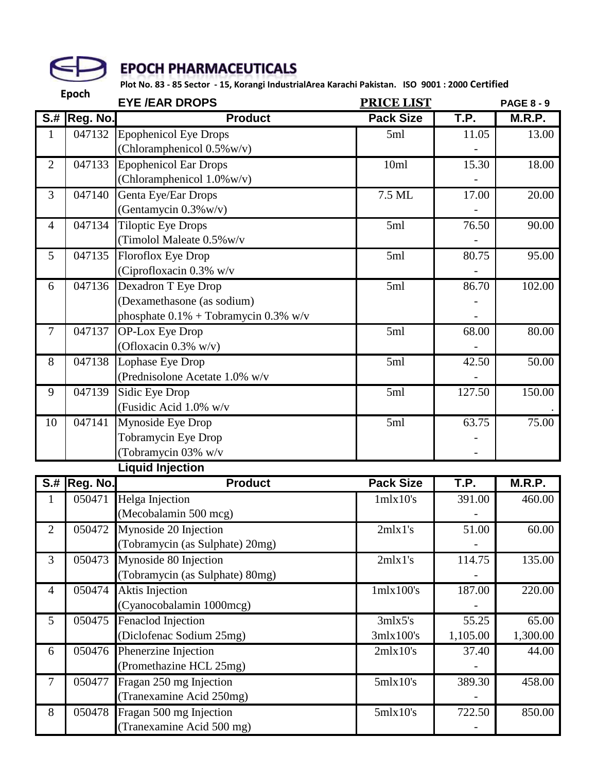# EPOCH PHARMACEUTICALS

Epoch

Plot No. 83 - 85 Sector - 15, Korangi IndustrialArea Karachi Pakistan. ISO 9001 : 2000 Certified

**EYE /EAR DROPS** **PRICE LIST** **PAGE 8 - 9**

| S.# | Reg. No. | Product | Pack Size | T.P. | M.R.P. |
|---|---|---|---|---|---|
| 1 | 047132 | Epophenicol Eye Drops<br>(Chloramphenicol 0.5%w/v) | 5ml | 11.05<br>- | 13.00 |
| 2 | 047133 | Epophenicol Ear Drops<br>(Chloramphenicol 1.0%w/v) | 10ml | 15.30<br>- | 18.00 |
| 3 | 047140 | Genta Eye/Ear Drops<br>(Gentamycin 0.3%w/v) | 7.5 ML | 17.00<br>- | 20.00 |
| 4 | 047134 | Tiloptic Eye Drops<br>(Timolol Maleate 0.5%w/v | 5ml | 76.50<br>- | 90.00 |
| 5 | 047135 | Floroflox Eye Drop<br>(Ciprofloxacin 0.3% w/v | 5ml | 80.75<br>- | 95.00 |
| 6 | 047136 | Dexadron T Eye Drop<br>(Dexamethasone (as sodium)<br>phosphate 0.1% + Tobramycin 0.3% w/v | 5ml | 86.70<br>-<br>- | 102.00 |
| 7 | 047137 | OP-Lox Eye Drop<br>(Ofloxacin 0.3% w/v) | 5ml | 68.00<br>- | 80.00 |
| 8 | 047138 | Lophase Eye Drop<br>(Prednisolone Acetate 1.0% w/v | 5ml | 42.50<br>- | 50.00 |
| 9 | 047139 | Sidic Eye Drop<br>(Fusidic Acid 1.0% w/v | 5ml | 127.50<br>- | 150.00<br>. |
| 10 | 047141 | Mynoside Eye Drop<br>Tobramycin Eye Drop<br>(Tobramycin 03% w/v | 5ml | 63.75<br>-<br>- | 75.00 |

**Liquid Injection**

| S.# | Reg. No. | Product | Pack Size | T.P. | M.R.P. |
|---|---|---|---|---|---|
| 1 | 050471 | Helga Injection<br>(Mecobalamin 500 mcg) | 1mlx10's | 391.00<br>- | 460.00 |
| 2 | 050472 | Mynoside 20 Injection<br>(Tobramycin (as Sulphate) 20mg) | 2mlx1's | 51.00<br>- | 60.00 |
| 3 | 050473 | Mynoside 80 Injection<br>(Tobramycin (as Sulphate) 80mg) | 2mlx1's | 114.75<br>- | 135.00 |
| 4 | 050474 | Aktis Injection<br>(Cyanocobalamin 1000mcg) | 1mlx100's | 187.00<br>- | 220.00 |
| 5 | 050475 | Fenaclod Injection<br>(Diclofenac Sodium 25mg) | 3mlx5's<br>3mlx100's | 55.25<br>1,105.00 | 65.00<br>1,300.00 |
| 6 | 050476 | Phenerzine Injection<br>(Promethazine HCL 25mg) | 2mlx10's | 37.40<br>- | 44.00 |
| 7 | 050477 | Fragan 250 mg Injection<br>(Tranexamine Acid 250mg) | 5mlx10's | 389.30<br>- | 458.00 |
| 8 | 050478 | Fragan 500 mg Injection<br>(Tranexamine Acid 500 mg) | 5mlx10's | 722.50<br>- | 850.00 |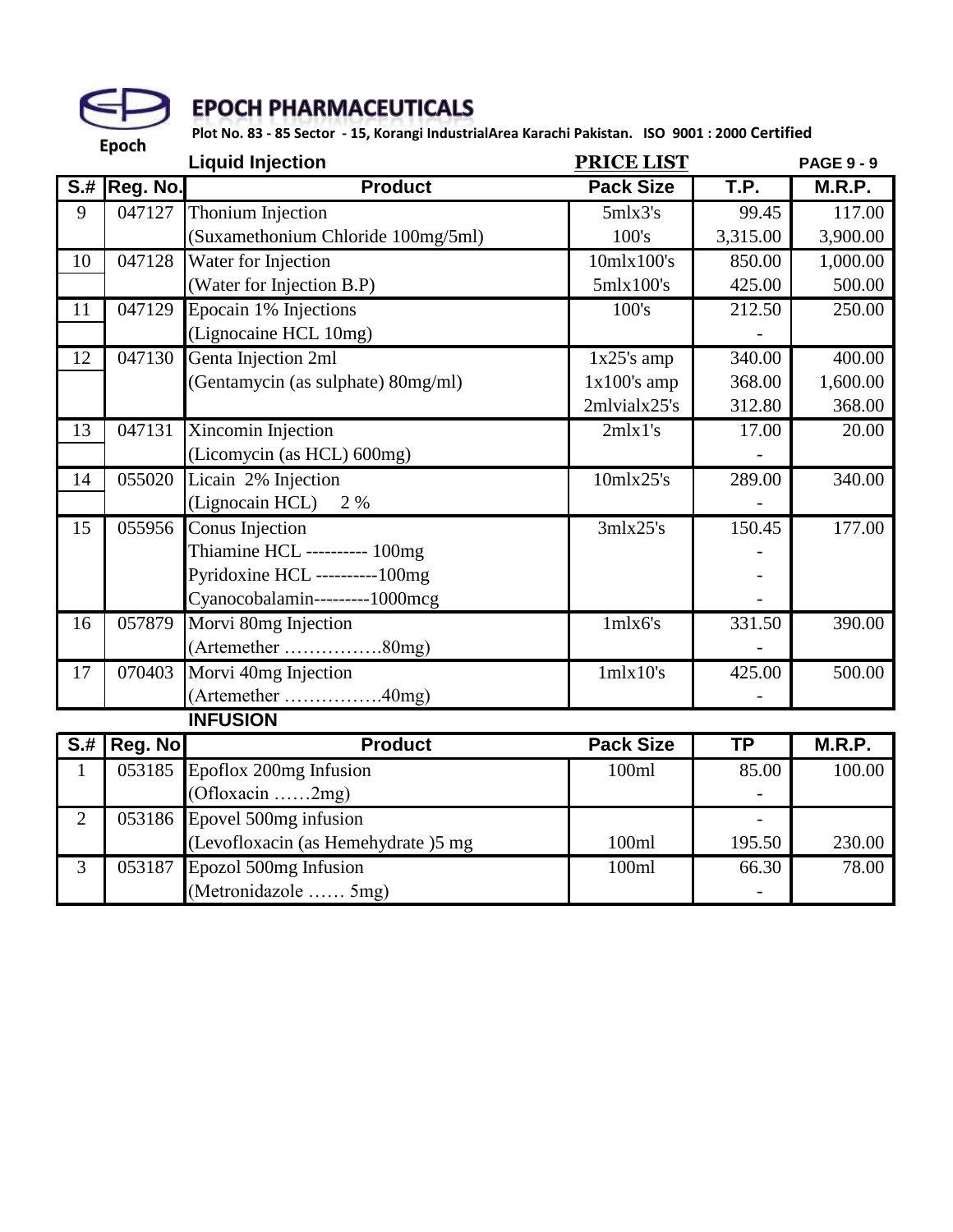# EPOCH PHARMACEUTICALS

Epoch

**Plot No. 83 - 85 Sector - 15, Korangi IndustrialArea Karachi Pakistan. ISO 9001 : 2000 Certified**

**Liquid Injection** | **PRICE LIST** | **PAGE 9 - 9**

| S.# | Reg. No. | Product | Pack Size | T.P. | M.R.P. |
|---|---|---|---|---|---|
| 9 | 047127 | Thonium Injection | 5mlx3's | 99.45 | 117.00 |
| | | (Suxamethonium Chloride 100mg/5ml) | 100's | 3,315.00 | 3,900.00 |
| 10 | 047128 | Water for Injection | 10mlx100's | 850.00 | 1,000.00 |
| | | (Water for Injection B.P) | 5mlx100's | 425.00 | 500.00 |
| 11 | 047129 | Epocain 1% Injections | 100's | 212.50 | 250.00 |
| | | (Lignocaine HCL 10mg) | | - | |
| 12 | 047130 | Genta Injection 2ml | 1x25's amp | 340.00 | 400.00 |
| | | (Gentamycin (as sulphate) 80mg/ml) | 1x100's amp | 368.00 | 1,600.00 |
| | | | 2mlvialx25's | 312.80 | 368.00 |
| 13 | 047131 | Xincomin Injection | 2mlx1's | 17.00 | 20.00 |
| | | (Licomycin (as HCL) 600mg) | | - | |
| 14 | 055020 | Licain 2% Injection | 10mlx25's | 289.00 | 340.00 |
| | | (Lignocain HCL) 2 % | | - | |
| 15 | 055956 | Conus Injection | 3mlx25's | 150.45 | 177.00 |
| | | Thiamine HCL ---------- 100mg | | - | |
| | | Pyridoxine HCL ----------100mg | | - | |
| | | Cyanocobalamin---------1000mcg | | - | |
| 16 | 057879 | Morvi 80mg Injection | 1mlx6's | 331.50 | 390.00 |
| | | (Artemether …………….80mg) | | - | |
| 17 | 070403 | Morvi 40mg Injection | 1mlx10's | 425.00 | 500.00 |
| | | (Artemether …………….40mg) | | - | |

**INFUSION**

| S.# | Reg. No | Product | Pack Size | TP | M.R.P. |
|---|---|---|---|---|---|
| 1 | 053185 | Epoflox 200mg Infusion | 100ml | 85.00 | 100.00 |
| | | (Ofloxacin ……2mg) | | - | |
| 2 | 053186 | Epovel 500mg infusion | | - | |
| | | (Levofloxacin (as Hemehydrate )5 mg | 100ml | 195.50 | 230.00 |
| 3 | 053187 | Epozol 500mg Infusion | 100ml | 66.30 | 78.00 |
| | | (Metronidazole …… 5mg) | | - | |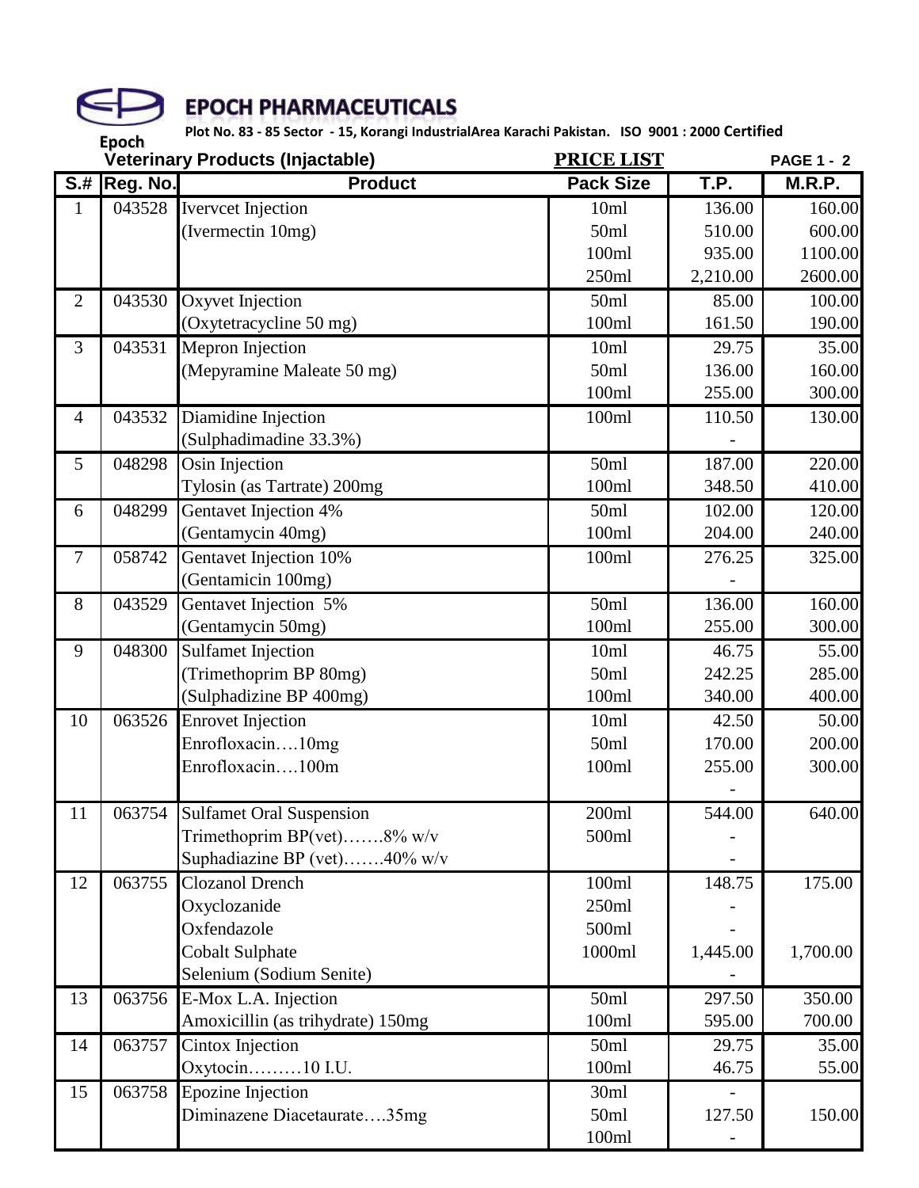# EPOCH PHARMACEUTICALS

Epoch

**Plot No. 83 - 85 Sector - 15, Korangi IndustrialArea Karachi Pakistan. ISO 9001 : 2000 Certified**

**Veterinary Products (Injactable)** **PRICE LIST** **PAGE 1 - 2**

| S.# | Reg. No. | Product | Pack Size | T.P. | M.R.P. |
|---|---|---|---|---|---|
| 1 | 043528 | Ivervcet Injection | 10ml | 136.00 | 160.00 |
| | | (Ivermectin 10mg) | 50ml | 510.00 | 600.00 |
| | | | 100ml | 935.00 | 1100.00 |
| | | | 250ml | 2,210.00 | 2600.00 |
| 2 | 043530 | Oxyvet Injection | 50ml | 85.00 | 100.00 |
| | | (Oxytetracycline 50 mg) | 100ml | 161.50 | 190.00 |
| 3 | 043531 | Mepron Injection | 10ml | 29.75 | 35.00 |
| | | (Mepyramine Maleate 50 mg) | 50ml | 136.00 | 160.00 |
| | | | 100ml | 255.00 | 300.00 |
| 4 | 043532 | Diamidine Injection | 100ml | 110.50 | 130.00 |
| | | (Sulphadimadine 33.3%) | | - | |
| 5 | 048298 | Osin Injection | 50ml | 187.00 | 220.00 |
| | | Tylosin (as Tartrate) 200mg | 100ml | 348.50 | 410.00 |
| 6 | 048299 | Gentavet Injection 4% | 50ml | 102.00 | 120.00 |
| | | (Gentamycin 40mg) | 100ml | 204.00 | 240.00 |
| 7 | 058742 | Gentavet Injection 10% | 100ml | 276.25 | 325.00 |
| | | (Gentamicin 100mg) | | - | |
| 8 | 043529 | Gentavet Injection 5% | 50ml | 136.00 | 160.00 |
| | | (Gentamycin 50mg) | 100ml | 255.00 | 300.00 |
| 9 | 048300 | Sulfamet Injection | 10ml | 46.75 | 55.00 |
| | | (Trimethoprim BP 80mg) | 50ml | 242.25 | 285.00 |
| | | (Sulphadizine BP 400mg) | 100ml | 340.00 | 400.00 |
| 10 | 063526 | Enrovet Injection | 10ml | 42.50 | 50.00 |
| | | Enrofloxacin….10mg | 50ml | 170.00 | 200.00 |
| | | Enrofloxacin….100m | 100ml | 255.00 | 300.00 |
| | | | | - | |
| 11 | 063754 | Sulfamet Oral Suspension | 200ml | 544.00 | 640.00 |
| | | Trimethoprim BP(vet)…….8% w/v | 500ml | - | |
| | | Suphadiazine BP (vet)…….40% w/v | | - | |
| 12 | 063755 | Clozanol Drench | 100ml | 148.75 | 175.00 |
| | | Oxyclozanide | 250ml | - | |
| | | Oxfendazole | 500ml | - | |
| | | Cobalt Sulphate | 1000ml | 1,445.00 | 1,700.00 |
| | | Selenium (Sodium Senite) | | - | |
| 13 | 063756 | E-Mox L.A. Injection | 50ml | 297.50 | 350.00 |
| | | Amoxicillin (as trihydrate) 150mg | 100ml | 595.00 | 700.00 |
| 14 | 063757 | Cintox Injection | 50ml | 29.75 | 35.00 |
| | | Oxytocin………10 I.U. | 100ml | 46.75 | 55.00 |
| 15 | 063758 | Epozine Injection | 30ml | - | |
| | | Diminazene Diacetaurate….35mg | 50ml | 127.50 | 150.00 |
| | | | 100ml | - | |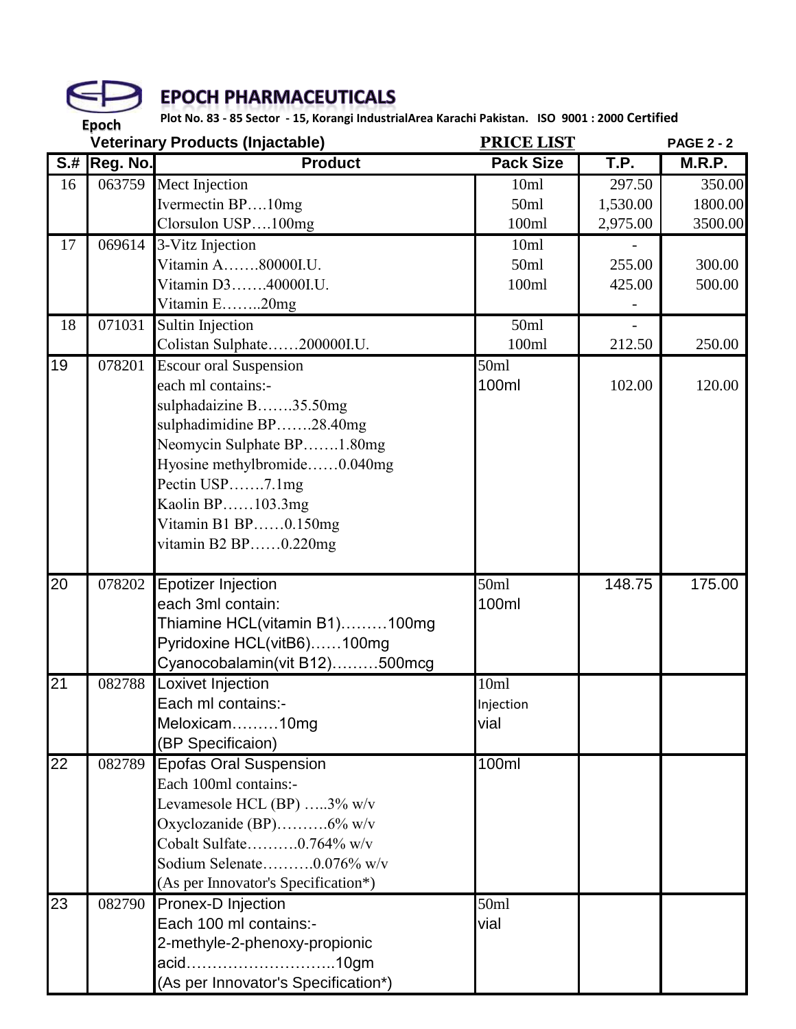# EPOCH PHARMACEUTICALS

Epoch

**Plot No. 83 - 85 Sector - 15, Korangi IndustrialArea Karachi Pakistan. ISO 9001 : 2000 Certified**

**Veterinary Products (Injactable)** **PRICE LIST** **PAGE 2 - 2**

| S.# | Reg. No. | Product | Pack Size | T.P. | M.R.P. |
|---|---|---|---|---|---|
| 16 | 063759 | Mect Injection | 10ml | 297.50 | 350.00 |
| | | Ivermectin BP….10mg | 50ml | 1,530.00 | 1800.00 |
| | | Clorsulon USP….100mg | 100ml | 2,975.00 | 3500.00 |
| 17 | 069614 | 3-Vitz Injection | 10ml | - | |
| | | Vitamin A…….80000I.U. | 50ml | 255.00 | 300.00 |
| | | Vitamin D3…….40000I.U. | 100ml | 425.00 | 500.00 |
| | | Vitamin E……..20mg | | - | |
| 18 | 071031 | Sultin Injection | 50ml | - | |
| | | Colistan Sulphate……200000I.U. | 100ml | 212.50 | 250.00 |
| 19 | 078201 | Escour oral Suspension | 50ml | | |
| | | each ml contains:- | 100ml | 102.00 | 120.00 |
| | | sulphadaizine B…….35.50mg | | | |
| | | sulphadimidine BP…….28.40mg | | | |
| | | Neomycin Sulphate BP…….1.80mg | | | |
| | | Hyosine methylbromide……0.040mg | | | |
| | | Pectin USP…….7.1mg | | | |
| | | Kaolin BP……103.3mg | | | |
| | | Vitamin B1 BP……0.150mg | | | |
| | | vitamin B2 BP……0.220mg | | | |
| 20 | 078202 | Epotizer Injection | 50ml | 148.75 | 175.00 |
| | | each 3ml contain: | 100ml | | |
| | | Thiamine HCL(vitamin B1)………100mg | | | |
| | | Pyridoxine HCL(vitB6)……100mg | | | |
| | | Cyanocobalamin(vit B12)………500mcg | | | |
| 21 | 082788 | Loxivet Injection | 10ml | | |
| | | Each ml contains:- | Injection | | |
| | | Meloxicam………10mg | vial | | |
| | | (BP Specificaion) | | | |
| 22 | 082789 | Epofas Oral Suspension | 100ml | | |
| | | Each 100ml contains:- | | | |
| | | Levamesole HCL (BP) …..3% w/v | | | |
| | | Oxyclozanide (BP)……….6% w/v | | | |
| | | Cobalt Sulfate……….0.764% w/v | | | |
| | | Sodium Selenate……….0.076% w/v | | | |
| | | (As per Innovator's Specification*) | | | |
| 23 | 082790 | Pronex-D Injection | 50ml | | |
| | | Each 100 ml contains:- | vial | | |
| | | 2-methyle-2-phenoxy-propionic acid………………………..10gm | | | |
| | | (As per Innovator's Specification*) | | | |